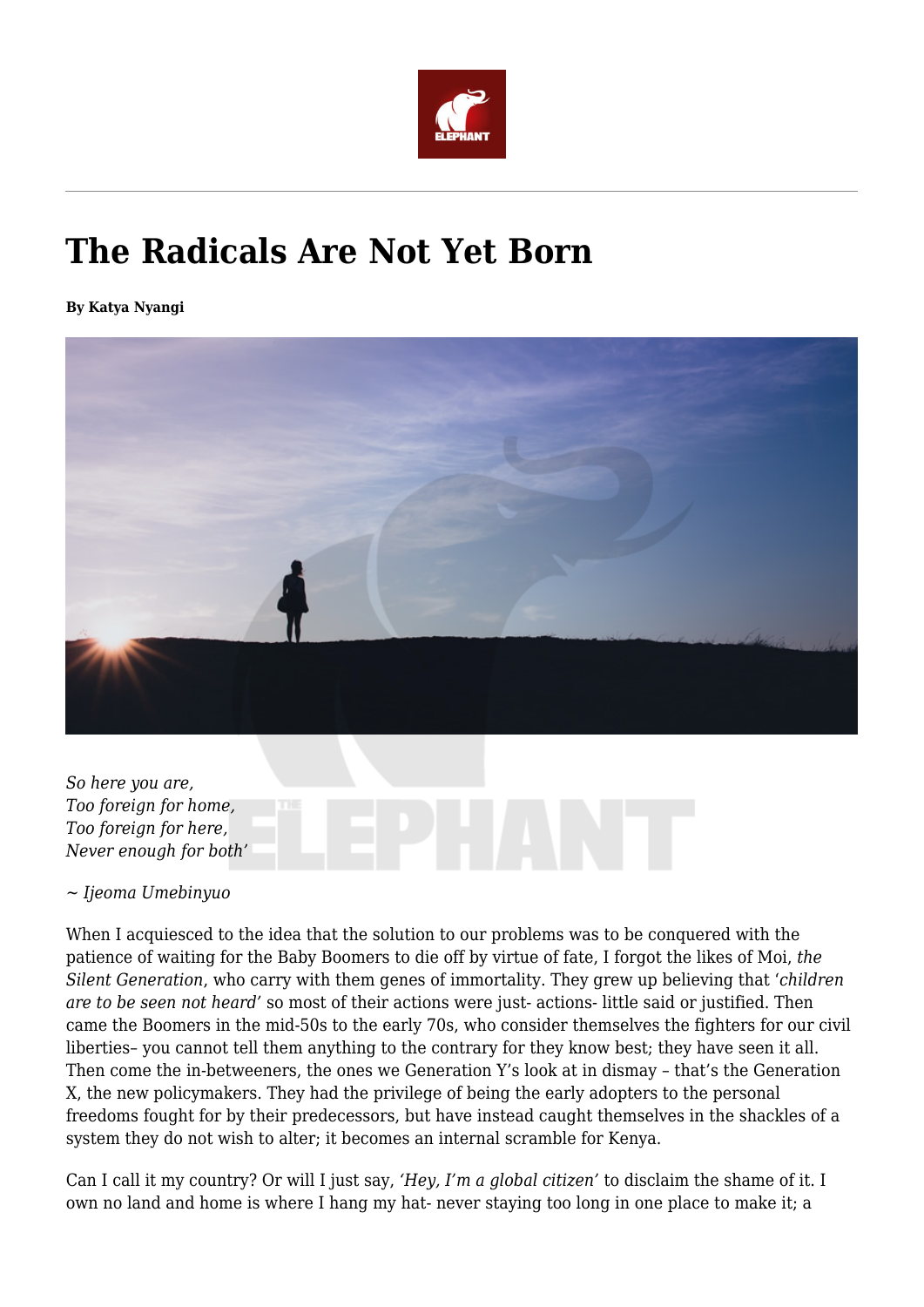# The Radicals Are Not Yet Born

**By Katya Nyangi**

*So here you are,*
*Too foreign for home,*
*Too foreign for here,*
*Never enough for both'*

*~ Ijeoma Umebinyuo*

When I acquiesced to the idea that the solution to our problems was to be conquered with the patience of waiting for the Baby Boomers to die off by virtue of fate, I forgot the likes of Moi, *the Silent Generation*, who carry with them genes of immortality. They grew up believing that '*children are to be seen not heard'* so most of their actions were just- actions- little said or justified. Then came the Boomers in the mid-50s to the early 70s, who consider themselves the fighters for our civil liberties– you cannot tell them anything to the contrary for they know best; they have seen it all. Then come the in-betweeners, the ones we Generation Y's look at in dismay – that's the Generation X, the new policymakers. They had the privilege of being the early adopters to the personal freedoms fought for by their predecessors, but have instead caught themselves in the shackles of a system they do not wish to alter; it becomes an internal scramble for Kenya.

Can I call it my country? Or will I just say, *'Hey, I'm a global citizen'* to disclaim the shame of it. I own no land and home is where I hang my hat- never staying too long in one place to make it; a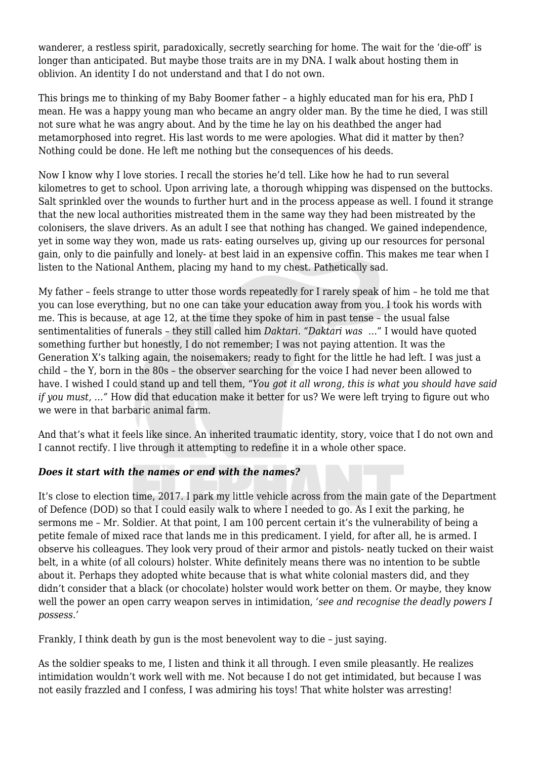wanderer, a restless spirit, paradoxically, secretly searching for home. The wait for the 'die-off' is longer than anticipated. But maybe those traits are in my DNA. I walk about hosting them in oblivion. An identity I do not understand and that I do not own.

This brings me to thinking of my Baby Boomer father – a highly educated man for his era, PhD I mean. He was a happy young man who became an angry older man. By the time he died, I was still not sure what he was angry about. And by the time he lay on his deathbed the anger had metamorphosed into regret. His last words to me were apologies. What did it matter by then? Nothing could be done. He left me nothing but the consequences of his deeds.

Now I know why I love stories. I recall the stories he'd tell. Like how he had to run several kilometres to get to school. Upon arriving late, a thorough whipping was dispensed on the buttocks. Salt sprinkled over the wounds to further hurt and in the process appease as well. I found it strange that the new local authorities mistreated them in the same way they had been mistreated by the colonisers, the slave drivers. As an adult I see that nothing has changed. We gained independence, yet in some way they won, made us rats- eating ourselves up, giving up our resources for personal gain, only to die painfully and lonely- at best laid in an expensive coffin. This makes me tear when I listen to the National Anthem, placing my hand to my chest. Pathetically sad.

My father – feels strange to utter those words repeatedly for I rarely speak of him – he told me that you can lose everything, but no one can take your education away from you. I took his words with me. This is because, at age 12, at the time they spoke of him in past tense – the usual false sentimentalities of funerals – they still called him *Daktari*. "*Daktari was* …" I would have quoted something further but honestly, I do not remember; I was not paying attention. It was the Generation X's talking again, the noisemakers; ready to fight for the little he had left. I was just a child – the Y, born in the 80s – the observer searching for the voice I had never been allowed to have. I wished I could stand up and tell them, "*You got it all wrong, this is what you should have said if you must, …*" How did that education make it better for us? We were left trying to figure out who we were in that barbaric animal farm.

And that's what it feels like since. An inherited traumatic identity, story, voice that I do not own and I cannot rectify. I live through it attempting to redefine it in a whole other space.

### ***Does it start with the names or end with the names?***

It's close to election time, 2017. I park my little vehicle across from the main gate of the Department of Defence (DOD) so that I could easily walk to where I needed to go. As I exit the parking, he sermons me – Mr. Soldier. At that point, I am 100 percent certain it's the vulnerability of being a petite female of mixed race that lands me in this predicament. I yield, for after all, he is armed. I observe his colleagues. They look very proud of their armor and pistols- neatly tucked on their waist belt, in a white (of all colours) holster. White definitely means there was no intention to be subtle about it. Perhaps they adopted white because that is what white colonial masters did, and they didn't consider that a black (or chocolate) holster would work better on them. Or maybe, they know well the power an open carry weapon serves in intimidation, '*see and recognise the deadly powers I possess.*'

Frankly, I think death by gun is the most benevolent way to die – just saying.

As the soldier speaks to me, I listen and think it all through. I even smile pleasantly. He realizes intimidation wouldn't work well with me. Not because I do not get intimidated, but because I was not easily frazzled and I confess, I was admiring his toys! That white holster was arresting!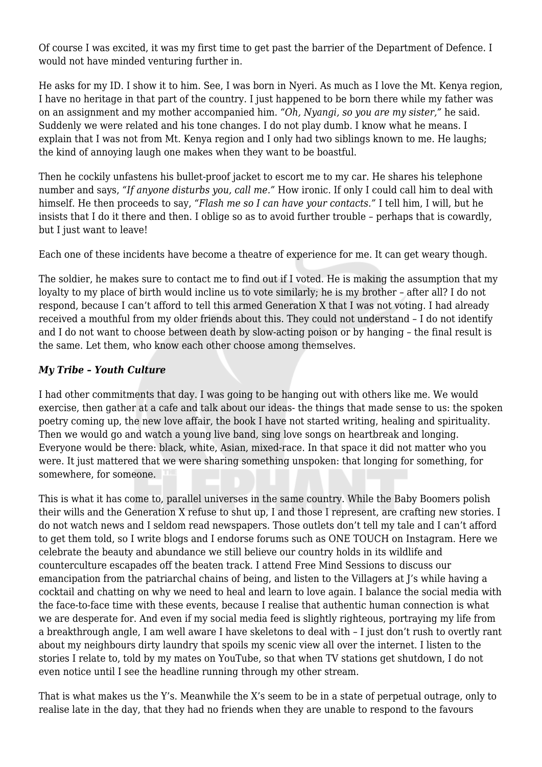Of course I was excited, it was my first time to get past the barrier of the Department of Defence. I would not have minded venturing further in.

He asks for my ID. I show it to him. See, I was born in Nyeri. As much as I love the Mt. Kenya region, I have no heritage in that part of the country. I just happened to be born there while my father was on an assignment and my mother accompanied him. *"Oh, Nyangi, so you are my sister,"* he said. Suddenly we were related and his tone changes. I do not play dumb. I know what he means. I explain that I was not from Mt. Kenya region and I only had two siblings known to me. He laughs; the kind of annoying laugh one makes when they want to be boastful.

Then he cockily unfastens his bullet-proof jacket to escort me to my car. He shares his telephone number and says, *"If anyone disturbs you, call me."* How ironic. If only I could call him to deal with himself. He then proceeds to say, *"Flash me so I can have your contacts."* I tell him, I will, but he insists that I do it there and then. I oblige so as to avoid further trouble – perhaps that is cowardly, but I just want to leave!

Each one of these incidents have become a theatre of experience for me. It can get weary though.

The soldier, he makes sure to contact me to find out if I voted. He is making the assumption that my loyalty to my place of birth would incline us to vote similarly; he is my brother – after all? I do not respond, because I can't afford to tell this armed Generation X that I was not voting. I had already received a mouthful from my older friends about this. They could not understand – I do not identify and I do not want to choose between death by slow-acting poison or by hanging – the final result is the same. Let them, who know each other choose among themselves.

### *My Tribe – Youth Culture*

I had other commitments that day. I was going to be hanging out with others like me. We would exercise, then gather at a cafe and talk about our ideas- the things that made sense to us: the spoken poetry coming up, the new love affair, the book I have not started writing, healing and spirituality. Then we would go and watch a young live band, sing love songs on heartbreak and longing. Everyone would be there: black, white, Asian, mixed-race. In that space it did not matter who you were. It just mattered that we were sharing something unspoken: that longing for something, for somewhere, for someone.

This is what it has come to, parallel universes in the same country. While the Baby Boomers polish their wills and the Generation X refuse to shut up, I and those I represent, are crafting new stories. I do not watch news and I seldom read newspapers. Those outlets don't tell my tale and I can't afford to get them told, so I write blogs and I endorse forums such as ONE TOUCH on Instagram. Here we celebrate the beauty and abundance we still believe our country holds in its wildlife and counterculture escapades off the beaten track. I attend Free Mind Sessions to discuss our emancipation from the patriarchal chains of being, and listen to the Villagers at J's while having a cocktail and chatting on why we need to heal and learn to love again. I balance the social media with the face-to-face time with these events, because I realise that authentic human connection is what we are desperate for. And even if my social media feed is slightly righteous, portraying my life from a breakthrough angle, I am well aware I have skeletons to deal with – I just don't rush to overtly rant about my neighbours dirty laundry that spoils my scenic view all over the internet. I listen to the stories I relate to, told by my mates on YouTube, so that when TV stations get shutdown, I do not even notice until I see the headline running through my other stream.

That is what makes us the Y's. Meanwhile the X's seem to be in a state of perpetual outrage, only to realise late in the day, that they had no friends when they are unable to respond to the favours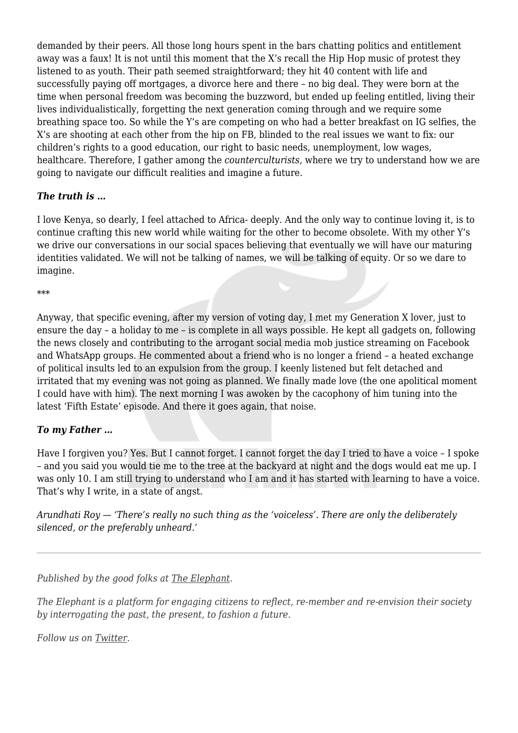demanded by their peers. All those long hours spent in the bars chatting politics and entitlement away was a faux! It is not until this moment that the X's recall the Hip Hop music of protest they listened to as youth. Their path seemed straightforward; they hit 40 content with life and successfully paying off mortgages, a divorce here and there – no big deal. They were born at the time when personal freedom was becoming the buzzword, but ended up feeling entitled, living their lives individualistically, forgetting the next generation coming through and we require some breathing space too. So while the Y's are competing on who had a better breakfast on IG selfies, the X's are shooting at each other from the hip on FB, blinded to the real issues we want to fix: our children's rights to a good education, our right to basic needs, unemployment, low wages, healthcare. Therefore, I gather among the *counterculturists*, where we try to understand how we are going to navigate our difficult realities and imagine a future.

***The truth is …***

I love Kenya, so dearly, I feel attached to Africa- deeply. And the only way to continue loving it, is to continue crafting this new world while waiting for the other to become obsolete. With my other Y's we drive our conversations in our social spaces believing that eventually we will have our maturing identities validated. We will not be talking of names, we will be talking of equity. Or so we dare to imagine.

***

Anyway, that specific evening, after my version of voting day, I met my Generation X lover, just to ensure the day – a holiday to me – is complete in all ways possible. He kept all gadgets on, following the news closely and contributing to the arrogant social media mob justice streaming on Facebook and WhatsApp groups. He commented about a friend who is no longer a friend – a heated exchange of political insults led to an expulsion from the group. I keenly listened but felt detached and irritated that my evening was not going as planned. We finally made love (the one apolitical moment I could have with him). The next morning I was awoken by the cacophony of him tuning into the latest 'Fifth Estate' episode. And there it goes again, that noise.

***To my Father …***

Have I forgiven you? Yes. But I cannot forget. I cannot forget the day I tried to have a voice – I spoke – and you said you would tie me to the tree at the backyard at night and the dogs would eat me up. I was only 10. I am still trying to understand who I am and it has started with learning to have a voice. That's why I write, in a state of angst.

*Arundhati Roy — 'There's really no such thing as the 'voiceless'. There are only the deliberately silenced, or the preferably unheard.'*

---

*Published by the good folks at The Elephant.*

*The Elephant is a platform for engaging citizens to reflect, re-member and re-envision their society by interrogating the past, the present, to fashion a future.*

*Follow us on Twitter.*